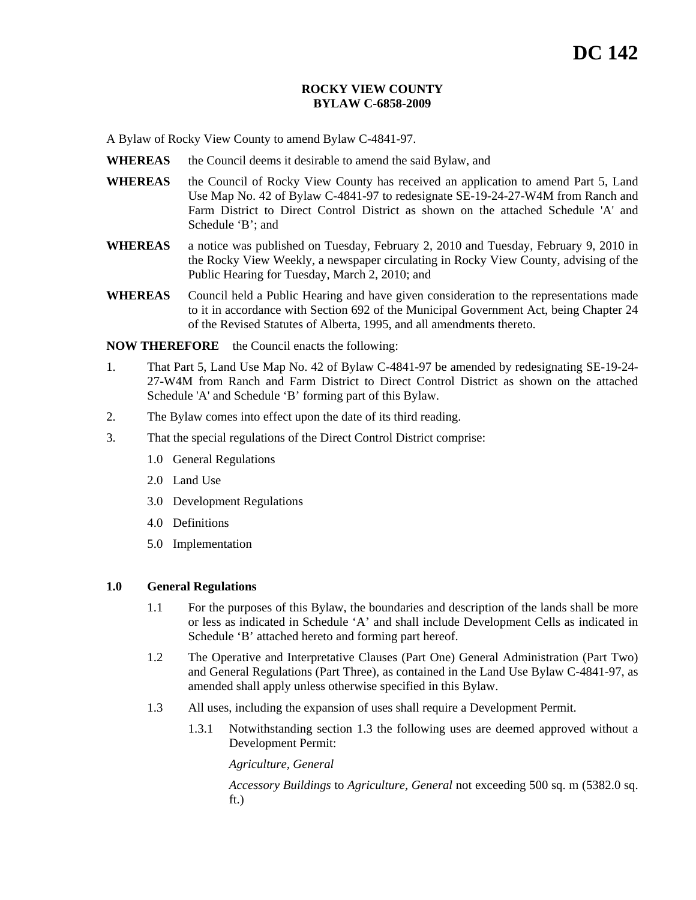# DC 142

**ROCKY VIEW COUNTY**
**BYLAW C-6858-2009**

A Bylaw of Rocky View County to amend Bylaw C-4841-97.

**WHEREAS** the Council deems it desirable to amend the said Bylaw, and

**WHEREAS** the Council of Rocky View County has received an application to amend Part 5, Land Use Map No. 42 of Bylaw C-4841-97 to redesignate SE-19-24-27-W4M from Ranch and Farm District to Direct Control District as shown on the attached Schedule 'A' and Schedule 'B'; and

**WHEREAS** a notice was published on Tuesday, February 2, 2010 and Tuesday, February 9, 2010 in the Rocky View Weekly, a newspaper circulating in Rocky View County, advising of the Public Hearing for Tuesday, March 2, 2010; and

**WHEREAS** Council held a Public Hearing and have given consideration to the representations made to it in accordance with Section 692 of the Municipal Government Act, being Chapter 24 of the Revised Statutes of Alberta, 1995, and all amendments thereto.

**NOW THEREFORE** the Council enacts the following:

1. That Part 5, Land Use Map No. 42 of Bylaw C-4841-97 be amended by redesignating SE-19-24-27-W4M from Ranch and Farm District to Direct Control District as shown on the attached Schedule 'A' and Schedule 'B' forming part of this Bylaw.
2. The Bylaw comes into effect upon the date of its third reading.
3. That the special regulations of the Direct Control District comprise:
   - 1.0 General Regulations
   - 2.0 Land Use
   - 3.0 Development Regulations
   - 4.0 Definitions
   - 5.0 Implementation

## 1.0 General Regulations

1.1 For the purposes of this Bylaw, the boundaries and description of the lands shall be more or less as indicated in Schedule 'A' and shall include Development Cells as indicated in Schedule 'B' attached hereto and forming part hereof.

1.2 The Operative and Interpretative Clauses (Part One) General Administration (Part Two) and General Regulations (Part Three), as contained in the Land Use Bylaw C-4841-97, as amended shall apply unless otherwise specified in this Bylaw.

1.3 All uses, including the expansion of uses shall require a Development Permit.

1.3.1 Notwithstanding section 1.3 the following uses are deemed approved without a Development Permit:

*Agriculture, General*

*Accessory Buildings* to *Agriculture, General* not exceeding 500 sq. m (5382.0 sq. ft.)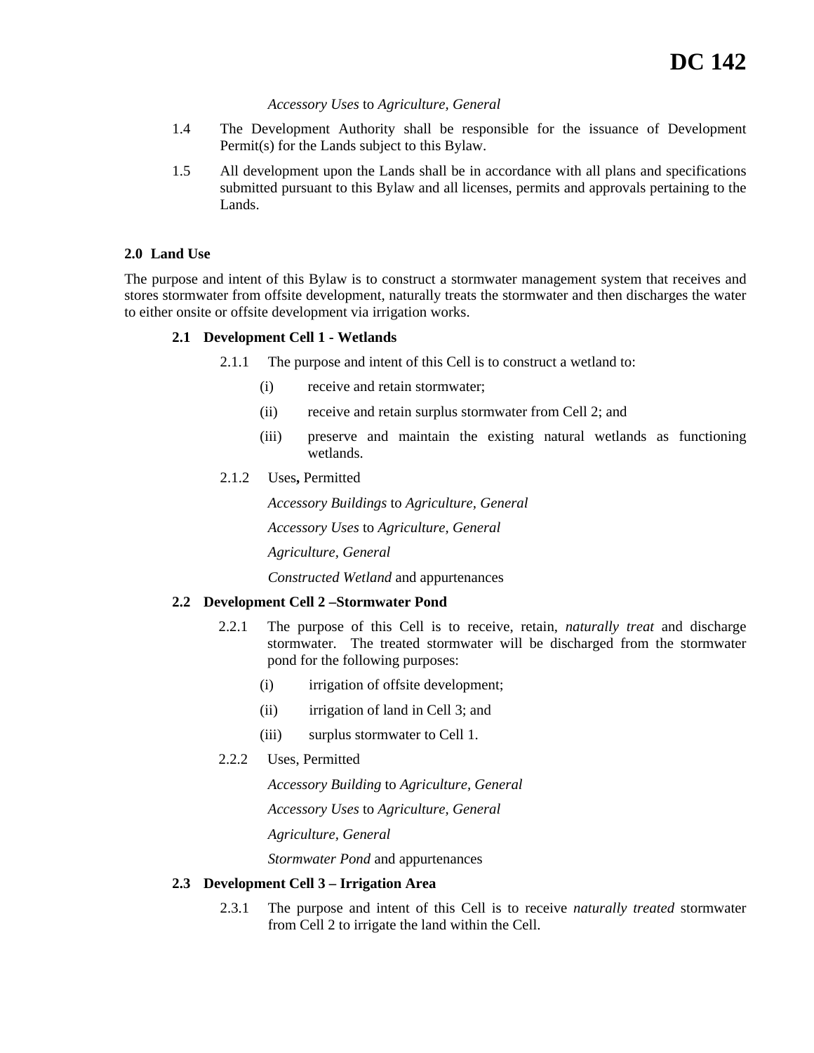*Accessory Uses* to *Agriculture, General*

1.4 The Development Authority shall be responsible for the issuance of Development Permit(s) for the Lands subject to this Bylaw.

1.5 All development upon the Lands shall be in accordance with all plans and specifications submitted pursuant to this Bylaw and all licenses, permits and approvals pertaining to the Lands.

**2.0 Land Use**

The purpose and intent of this Bylaw is to construct a stormwater management system that receives and stores stormwater from offsite development, naturally treats the stormwater and then discharges the water to either onsite or offsite development via irrigation works.

**2.1 Development Cell 1 - Wetlands**

2.1.1 The purpose and intent of this Cell is to construct a wetland to:

(i) receive and retain stormwater;

(ii) receive and retain surplus stormwater from Cell 2; and

(iii) preserve and maintain the existing natural wetlands as functioning wetlands.

2.1.2 Uses**,** Permitted

*Accessory Buildings* to *Agriculture, General*

*Accessory Uses* to *Agriculture, General*

*Agriculture, General*

*Constructed Wetland* and appurtenances

**2.2 Development Cell 2 –Stormwater Pond**

2.2.1 The purpose of this Cell is to receive, retain, *naturally treat* and discharge stormwater. The treated stormwater will be discharged from the stormwater pond for the following purposes:

(i) irrigation of offsite development;

(ii) irrigation of land in Cell 3; and

(iii) surplus stormwater to Cell 1.

2.2.2 Uses, Permitted

*Accessory Building* to *Agriculture, General*

*Accessory Uses* to *Agriculture, General*

*Agriculture, General*

*Stormwater Pond* and appurtenances

**2.3 Development Cell 3 – Irrigation Area**

2.3.1 The purpose and intent of this Cell is to receive *naturally treated* stormwater from Cell 2 to irrigate the land within the Cell.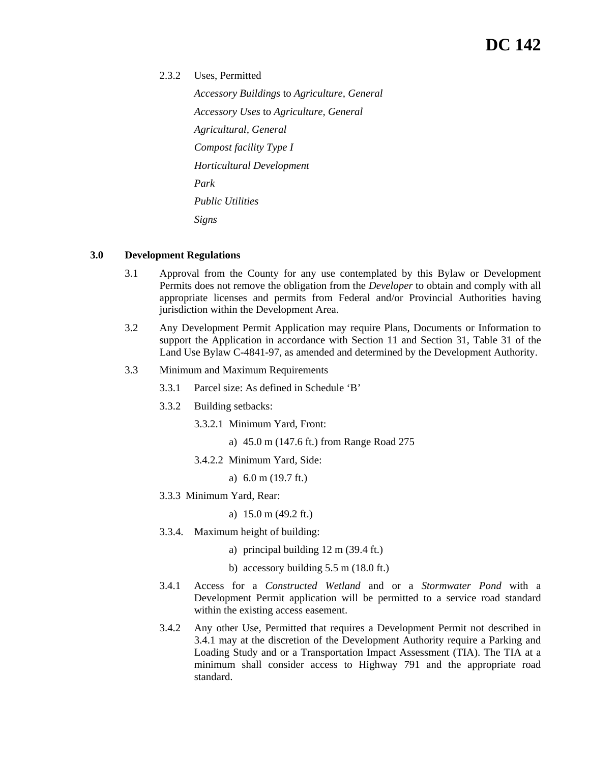2.3.2 Uses, Permitted

*Accessory Buildings* to *Agriculture, General*

*Accessory Uses* to *Agriculture, General*

*Agricultural, General*

*Compost facility Type I*

*Horticultural Development*

*Park*

*Public Utilities*

*Signs*

## 3.0 Development Regulations

3.1 Approval from the County for any use contemplated by this Bylaw or Development Permits does not remove the obligation from the *Developer* to obtain and comply with all appropriate licenses and permits from Federal and/or Provincial Authorities having jurisdiction within the Development Area.

3.2 Any Development Permit Application may require Plans, Documents or Information to support the Application in accordance with Section 11 and Section 31, Table 31 of the Land Use Bylaw C-4841-97, as amended and determined by the Development Authority.

3.3 Minimum and Maximum Requirements

3.3.1 Parcel size: As defined in Schedule 'B'

3.3.2 Building setbacks:

3.3.2.1 Minimum Yard, Front:

a) 45.0 m (147.6 ft.) from Range Road 275

3.4.2.2 Minimum Yard, Side:

a) 6.0 m (19.7 ft.)

3.3.3 Minimum Yard, Rear:

a) 15.0 m (49.2 ft.)

3.3.4. Maximum height of building:

a) principal building 12 m (39.4 ft.)

b) accessory building 5.5 m (18.0 ft.)

3.4.1 Access for a *Constructed Wetland* and or a *Stormwater Pond* with a Development Permit application will be permitted to a service road standard within the existing access easement.

3.4.2 Any other Use, Permitted that requires a Development Permit not described in 3.4.1 may at the discretion of the Development Authority require a Parking and Loading Study and or a Transportation Impact Assessment (TIA). The TIA at a minimum shall consider access to Highway 791 and the appropriate road standard.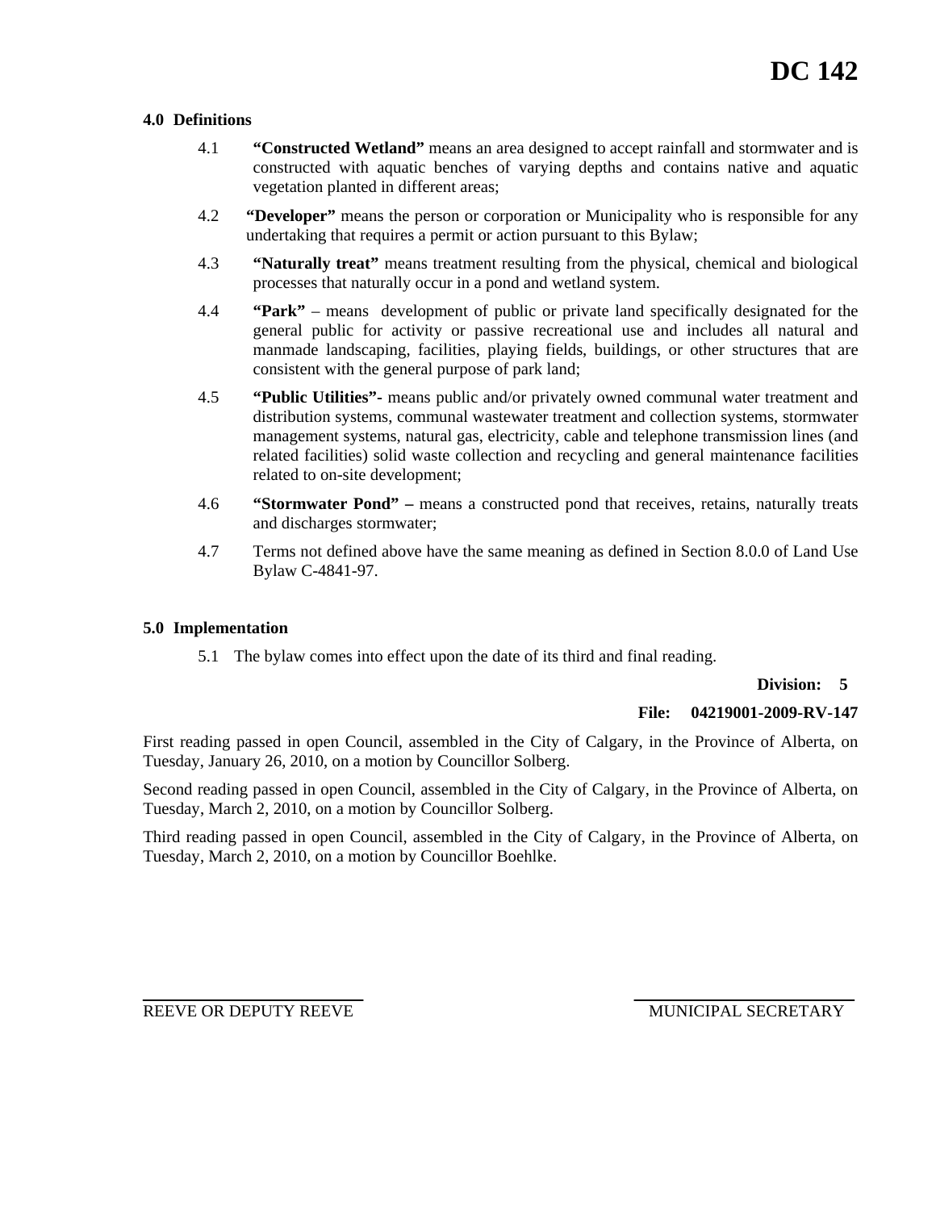**DC 142**

### 4.0 Definitions

4.1 **"Constructed Wetland"** means an area designed to accept rainfall and stormwater and is constructed with aquatic benches of varying depths and contains native and aquatic vegetation planted in different areas;

4.2 **"Developer"** means the person or corporation or Municipality who is responsible for any undertaking that requires a permit or action pursuant to this Bylaw;

4.3 **"Naturally treat"** means treatment resulting from the physical, chemical and biological processes that naturally occur in a pond and wetland system.

4.4 **"Park"** – means development of public or private land specifically designated for the general public for activity or passive recreational use and includes all natural and manmade landscaping, facilities, playing fields, buildings, or other structures that are consistent with the general purpose of park land;

4.5 **"Public Utilities"-** means public and/or privately owned communal water treatment and distribution systems, communal wastewater treatment and collection systems, stormwater management systems, natural gas, electricity, cable and telephone transmission lines (and related facilities) solid waste collection and recycling and general maintenance facilities related to on-site development;

4.6 **"Stormwater Pond" –** means a constructed pond that receives, retains, naturally treats and discharges stormwater;

4.7 Terms not defined above have the same meaning as defined in Section 8.0.0 of Land Use Bylaw C-4841-97.

### 5.0 Implementation

5.1 The bylaw comes into effect upon the date of its third and final reading.

**Division: 5**

**File: 04219001-2009-RV-147**

First reading passed in open Council, assembled in the City of Calgary, in the Province of Alberta, on Tuesday, January 26, 2010, on a motion by Councillor Solberg.

Second reading passed in open Council, assembled in the City of Calgary, in the Province of Alberta, on Tuesday, March 2, 2010, on a motion by Councillor Solberg.

Third reading passed in open Council, assembled in the City of Calgary, in the Province of Alberta, on Tuesday, March 2, 2010, on a motion by Councillor Boehlke.

REEVE OR DEPUTY REEVE

MUNICIPAL SECRETARY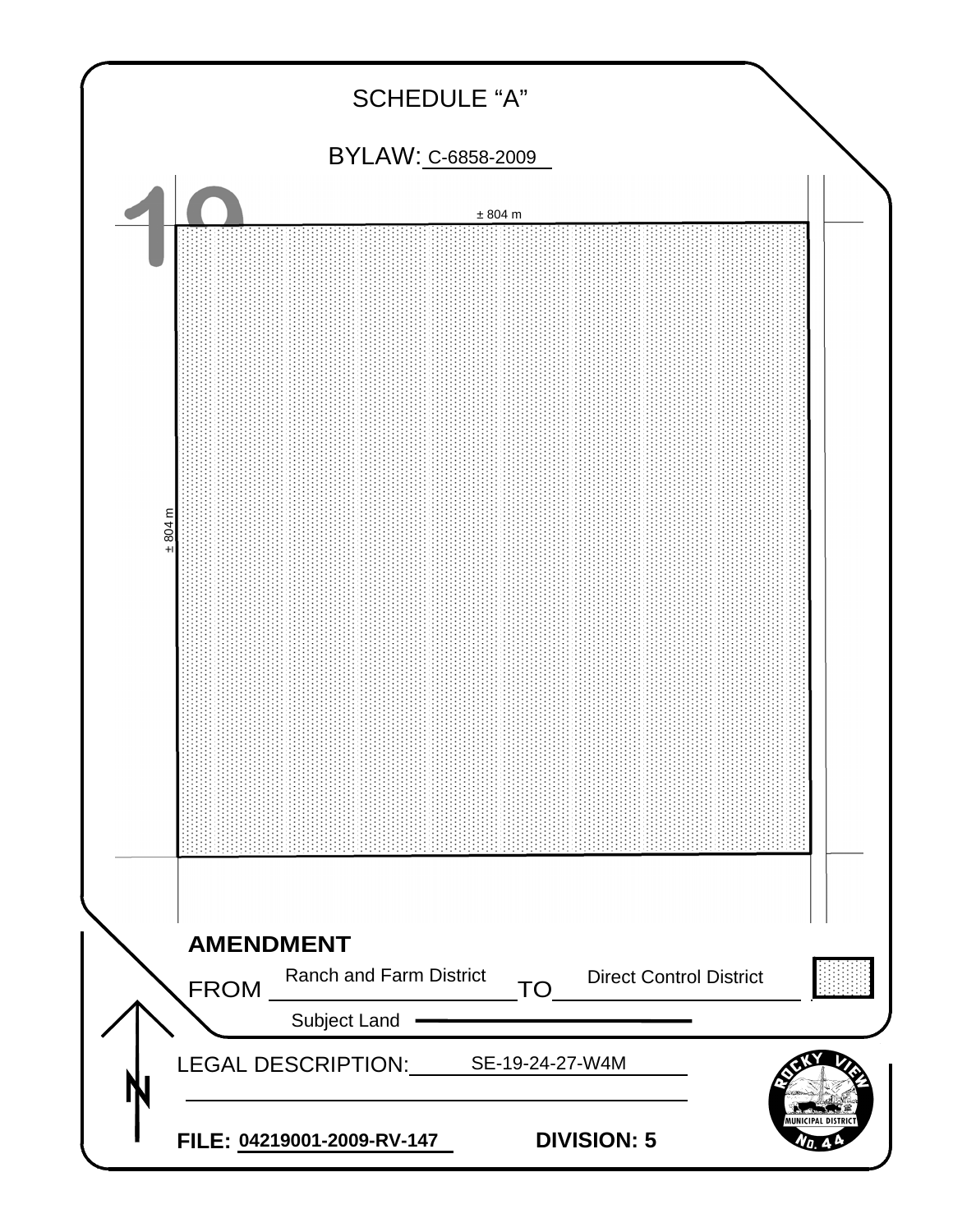# SCHEDULE "A"

BYLAW: C-6858-2009

± 804 m

± 804 m

19

**AMENDMENT**

FROM Ranch and Farm District TO Direct Control District

Subject Land

LEGAL DESCRIPTION: SE-19-24-27-W4M

**FILE: 04219001-2009-RV-147** **DIVISION: 5**

ROCKY VIEW MUNICIPAL DISTRICT No. 44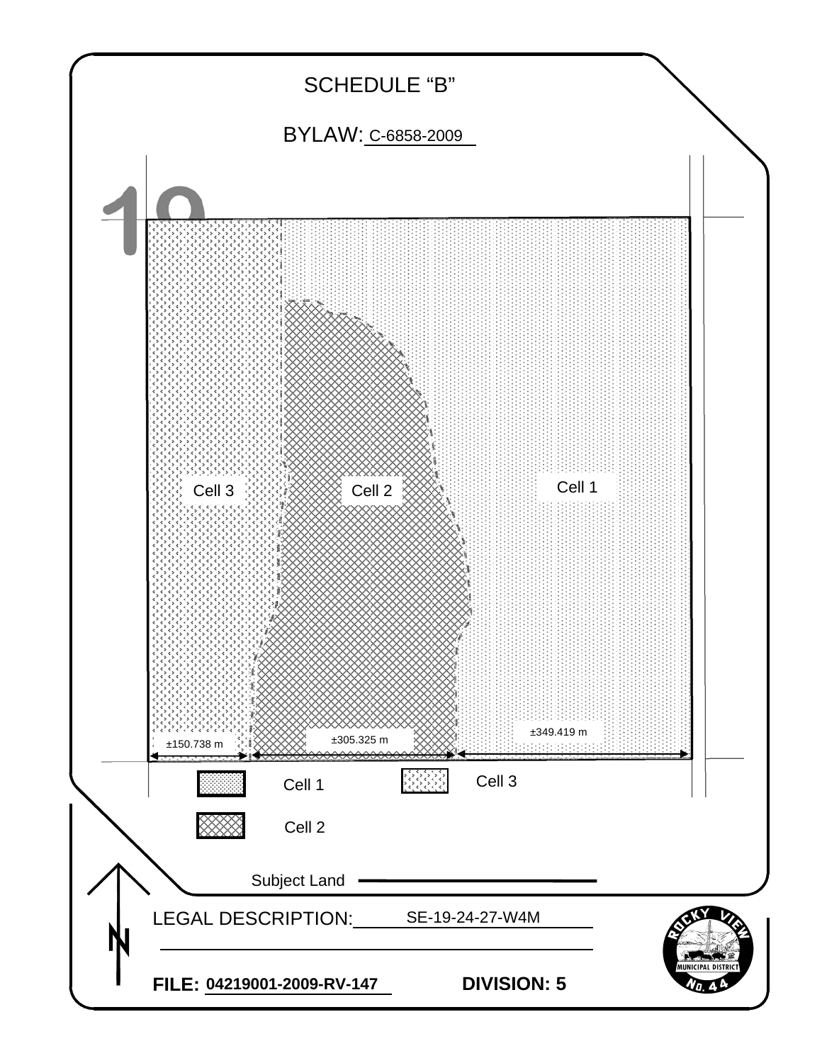# SCHEDULE "B"

BYLAW: C-6858-2009

19

Cell 3

Cell 2

Cell 1

±150.738 m

±305.325 m

±349.419 m

Cell 1

Cell 3

Cell 2

Subject Land

LEGAL DESCRIPTION: SE-19-24-27-W4M

**FILE:** 04219001-2009-RV-147 **DIVISION: 5**

ROCKY VIEW MUNICIPAL DISTRICT No. 44